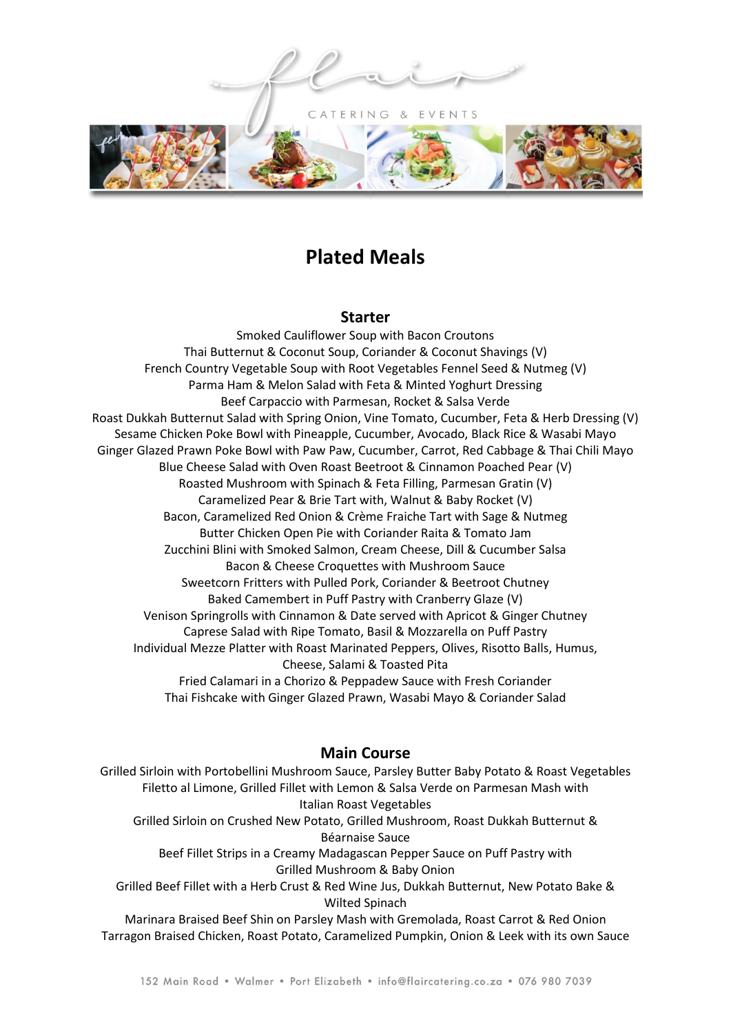# Plated Meals

## Starter

Smoked Cauliflower Soup with Bacon Croutons
Thai Butternut & Coconut Soup, Coriander & Coconut Shavings (V)
French Country Vegetable Soup with Root Vegetables Fennel Seed & Nutmeg (V)
Parma Ham & Melon Salad with Feta & Minted Yoghurt Dressing
Beef Carpaccio with Parmesan, Rocket & Salsa Verde
Roast Dukkah Butternut Salad with Spring Onion, Vine Tomato, Cucumber, Feta & Herb Dressing (V)
Sesame Chicken Poke Bowl with Pineapple, Cucumber, Avocado, Black Rice & Wasabi Mayo
Ginger Glazed Prawn Poke Bowl with Paw Paw, Cucumber, Carrot, Red Cabbage & Thai Chili Mayo
Blue Cheese Salad with Oven Roast Beetroot & Cinnamon Poached Pear (V)
Roasted Mushroom with Spinach & Feta Filling, Parmesan Gratin (V)
Caramelized Pear & Brie Tart with, Walnut & Baby Rocket (V)
Bacon, Caramelized Red Onion & Crème Fraiche Tart with Sage & Nutmeg
Butter Chicken Open Pie with Coriander Raita & Tomato Jam
Zucchini Blini with Smoked Salmon, Cream Cheese, Dill & Cucumber Salsa
Bacon & Cheese Croquettes with Mushroom Sauce
Sweetcorn Fritters with Pulled Pork, Coriander & Beetroot Chutney
Baked Camembert in Puff Pastry with Cranberry Glaze (V)
Venison Springrolls with Cinnamon & Date served with Apricot & Ginger Chutney
Caprese Salad with Ripe Tomato, Basil & Mozzarella on Puff Pastry
Individual Mezze Platter with Roast Marinated Peppers, Olives, Risotto Balls, Humus, Cheese, Salami & Toasted Pita
Fried Calamari in a Chorizo & Peppadew Sauce with Fresh Coriander
Thai Fishcake with Ginger Glazed Prawn, Wasabi Mayo & Coriander Salad

## Main Course

Grilled Sirloin with Portobellini Mushroom Sauce, Parsley Butter Baby Potato & Roast Vegetables
Filetto al Limone, Grilled Fillet with Lemon & Salsa Verde on Parmesan Mash with Italian Roast Vegetables
Grilled Sirloin on Crushed New Potato, Grilled Mushroom, Roast Dukkah Butternut & Béarnaise Sauce
Beef Fillet Strips in a Creamy Madagascan Pepper Sauce on Puff Pastry with Grilled Mushroom & Baby Onion
Grilled Beef Fillet with a Herb Crust & Red Wine Jus, Dukkah Butternut, New Potato Bake & Wilted Spinach
Marinara Braised Beef Shin on Parsley Mash with Gremolada, Roast Carrot & Red Onion
Tarragon Braised Chicken, Roast Potato, Caramelized Pumpkin, Onion & Leek with its own Sauce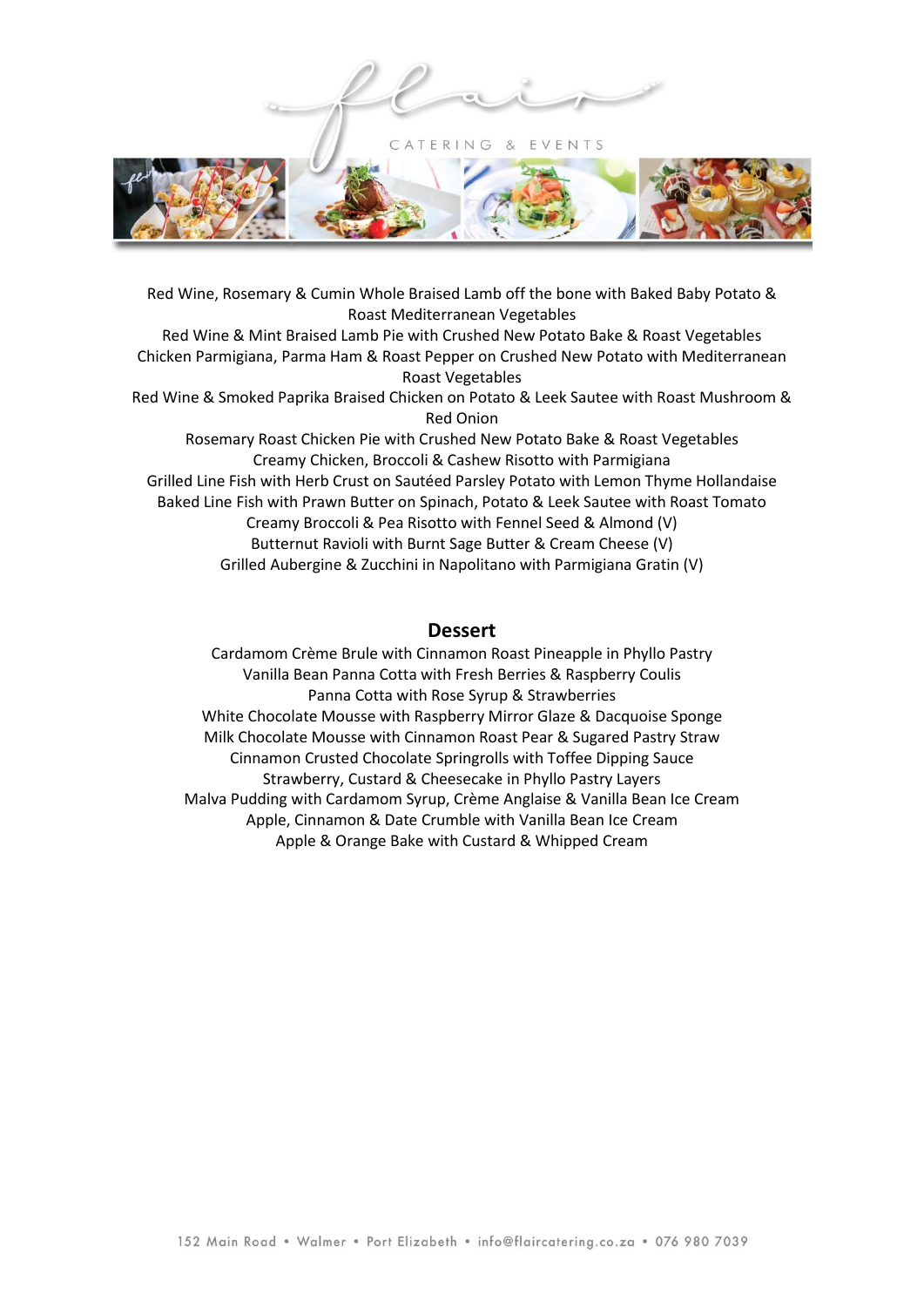Red Wine, Rosemary & Cumin Whole Braised Lamb off the bone with Baked Baby Potato & Roast Mediterranean Vegetables

Red Wine & Mint Braised Lamb Pie with Crushed New Potato Bake & Roast Vegetables

Chicken Parmigiana, Parma Ham & Roast Pepper on Crushed New Potato with Mediterranean Roast Vegetables

Red Wine & Smoked Paprika Braised Chicken on Potato & Leek Sautee with Roast Mushroom & Red Onion

Rosemary Roast Chicken Pie with Crushed New Potato Bake & Roast Vegetables

Creamy Chicken, Broccoli & Cashew Risotto with Parmigiana

Grilled Line Fish with Herb Crust on Sautéed Parsley Potato with Lemon Thyme Hollandaise

Baked Line Fish with Prawn Butter on Spinach, Potato & Leek Sautee with Roast Tomato

Creamy Broccoli & Pea Risotto with Fennel Seed & Almond (V)

Butternut Ravioli with Burnt Sage Butter & Cream Cheese (V)

Grilled Aubergine & Zucchini in Napolitano with Parmigiana Gratin (V)

## Dessert

Cardamom Crème Brule with Cinnamon Roast Pineapple in Phyllo Pastry

Vanilla Bean Panna Cotta with Fresh Berries & Raspberry Coulis

Panna Cotta with Rose Syrup & Strawberries

White Chocolate Mousse with Raspberry Mirror Glaze & Dacquoise Sponge

Milk Chocolate Mousse with Cinnamon Roast Pear & Sugared Pastry Straw

Cinnamon Crusted Chocolate Springrolls with Toffee Dipping Sauce

Strawberry, Custard & Cheesecake in Phyllo Pastry Layers

Malva Pudding with Cardamom Syrup, Crème Anglaise & Vanilla Bean Ice Cream

Apple, Cinnamon & Date Crumble with Vanilla Bean Ice Cream

Apple & Orange Bake with Custard & Whipped Cream